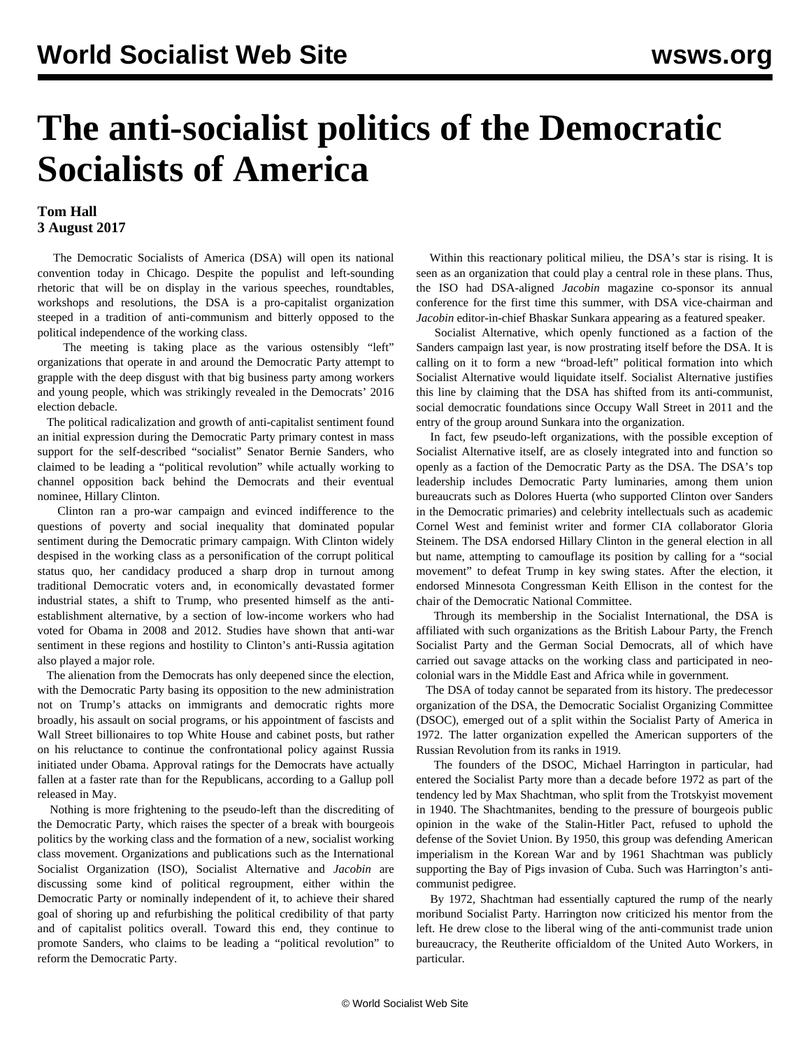# The anti-socialist politics of the Democratic Socialists of America

**Tom Hall**
**3 August 2017**

The Democratic Socialists of America (DSA) will open its national convention today in Chicago. Despite the populist and left-sounding rhetoric that will be on display in the various speeches, roundtables, workshops and resolutions, the DSA is a pro-capitalist organization steeped in a tradition of anti-communism and bitterly opposed to the political independence of the working class.

The meeting is taking place as the various ostensibly "left" organizations that operate in and around the Democratic Party attempt to grapple with the deep disgust with that big business party among workers and young people, which was strikingly revealed in the Democrats' 2016 election debacle.

The political radicalization and growth of anti-capitalist sentiment found an initial expression during the Democratic Party primary contest in mass support for the self-described "socialist" Senator Bernie Sanders, who claimed to be leading a "political revolution" while actually working to channel opposition back behind the Democrats and their eventual nominee, Hillary Clinton.

Clinton ran a pro-war campaign and evinced indifference to the questions of poverty and social inequality that dominated popular sentiment during the Democratic primary campaign. With Clinton widely despised in the working class as a personification of the corrupt political status quo, her candidacy produced a sharp drop in turnout among traditional Democratic voters and, in economically devastated former industrial states, a shift to Trump, who presented himself as the anti-establishment alternative, by a section of low-income workers who had voted for Obama in 2008 and 2012. Studies have shown that anti-war sentiment in these regions and hostility to Clinton's anti-Russia agitation also played a major role.

The alienation from the Democrats has only deepened since the election, with the Democratic Party basing its opposition to the new administration not on Trump's attacks on immigrants and democratic rights more broadly, his assault on social programs, or his appointment of fascists and Wall Street billionaires to top White House and cabinet posts, but rather on his reluctance to continue the confrontational policy against Russia initiated under Obama. Approval ratings for the Democrats have actually fallen at a faster rate than for the Republicans, according to a Gallup poll released in May.

Nothing is more frightening to the pseudo-left than the discrediting of the Democratic Party, which raises the specter of a break with bourgeois politics by the working class and the formation of a new, socialist working class movement. Organizations and publications such as the International Socialist Organization (ISO), Socialist Alternative and *Jacobin* are discussing some kind of political regroupment, either within the Democratic Party or nominally independent of it, to achieve their shared goal of shoring up and refurbishing the political credibility of that party and of capitalist politics overall. Toward this end, they continue to promote Sanders, who claims to be leading a "political revolution" to reform the Democratic Party.

Within this reactionary political milieu, the DSA's star is rising. It is seen as an organization that could play a central role in these plans. Thus, the ISO had DSA-aligned *Jacobin* magazine co-sponsor its annual conference for the first time this summer, with DSA vice-chairman and *Jacobin* editor-in-chief Bhaskar Sunkara appearing as a featured speaker.

Socialist Alternative, which openly functioned as a faction of the Sanders campaign last year, is now prostrating itself before the DSA. It is calling on it to form a new "broad-left" political formation into which Socialist Alternative would liquidate itself. Socialist Alternative justifies this line by claiming that the DSA has shifted from its anti-communist, social democratic foundations since Occupy Wall Street in 2011 and the entry of the group around Sunkara into the organization.

In fact, few pseudo-left organizations, with the possible exception of Socialist Alternative itself, are as closely integrated into and function so openly as a faction of the Democratic Party as the DSA. The DSA's top leadership includes Democratic Party luminaries, among them union bureaucrats such as Dolores Huerta (who supported Clinton over Sanders in the Democratic primaries) and celebrity intellectuals such as academic Cornel West and feminist writer and former CIA collaborator Gloria Steinem. The DSA endorsed Hillary Clinton in the general election in all but name, attempting to camouflage its position by calling for a "social movement" to defeat Trump in key swing states. After the election, it endorsed Minnesota Congressman Keith Ellison in the contest for the chair of the Democratic National Committee.

Through its membership in the Socialist International, the DSA is affiliated with such organizations as the British Labour Party, the French Socialist Party and the German Social Democrats, all of which have carried out savage attacks on the working class and participated in neo-colonial wars in the Middle East and Africa while in government.

The DSA of today cannot be separated from its history. The predecessor organization of the DSA, the Democratic Socialist Organizing Committee (DSOC), emerged out of a split within the Socialist Party of America in 1972. The latter organization expelled the American supporters of the Russian Revolution from its ranks in 1919.

The founders of the DSOC, Michael Harrington in particular, had entered the Socialist Party more than a decade before 1972 as part of the tendency led by Max Shachtman, who split from the Trotskyist movement in 1940. The Shachtmanites, bending to the pressure of bourgeois public opinion in the wake of the Stalin-Hitler Pact, refused to uphold the defense of the Soviet Union. By 1950, this group was defending American imperialism in the Korean War and by 1961 Shachtman was publicly supporting the Bay of Pigs invasion of Cuba. Such was Harrington's anti-communist pedigree.

By 1972, Shachtman had essentially captured the rump of the nearly moribund Socialist Party. Harrington now criticized his mentor from the left. He drew close to the liberal wing of the anti-communist trade union bureaucracy, the Reutherite officialdom of the United Auto Workers, in particular.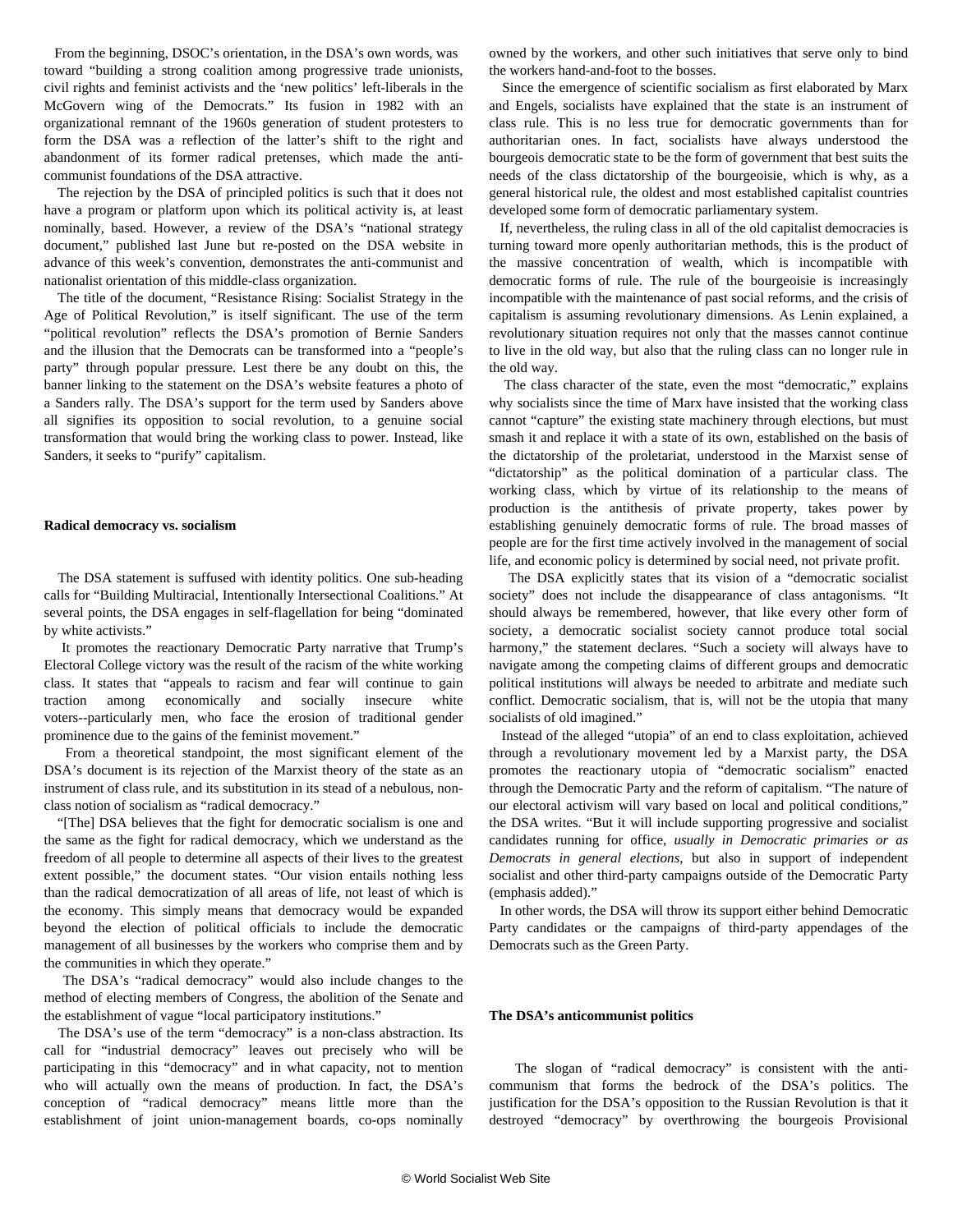From the beginning, DSOC's orientation, in the DSA's own words, was toward "building a strong coalition among progressive trade unionists, civil rights and feminist activists and the 'new politics' left-liberals in the McGovern wing of the Democrats." Its fusion in 1982 with an organizational remnant of the 1960s generation of student protesters to form the DSA was a reflection of the latter's shift to the right and abandonment of its former radical pretenses, which made the anti-communist foundations of the DSA attractive.

The rejection by the DSA of principled politics is such that it does not have a program or platform upon which its political activity is, at least nominally, based. However, a review of the DSA's "national strategy document," published last June but re-posted on the DSA website in advance of this week's convention, demonstrates the anti-communist and nationalist orientation of this middle-class organization.

The title of the document, "Resistance Rising: Socialist Strategy in the Age of Political Revolution," is itself significant. The use of the term "political revolution" reflects the DSA's promotion of Bernie Sanders and the illusion that the Democrats can be transformed into a "people's party" through popular pressure. Lest there be any doubt on this, the banner linking to the statement on the DSA's website features a photo of a Sanders rally. The DSA's support for the term used by Sanders above all signifies its opposition to social revolution, to a genuine social transformation that would bring the working class to power. Instead, like Sanders, it seeks to "purify" capitalism.

**Radical democracy vs. socialism**

The DSA statement is suffused with identity politics. One sub-heading calls for "Building Multiracial, Intentionally Intersectional Coalitions." At several points, the DSA engages in self-flagellation for being "dominated by white activists."

It promotes the reactionary Democratic Party narrative that Trump's Electoral College victory was the result of the racism of the white working class. It states that "appeals to racism and fear will continue to gain traction among economically and socially insecure white voters--particularly men, who face the erosion of traditional gender prominence due to the gains of the feminist movement."

From a theoretical standpoint, the most significant element of the DSA's document is its rejection of the Marxist theory of the state as an instrument of class rule, and its substitution in its stead of a nebulous, non-class notion of socialism as "radical democracy."

"[The] DSA believes that the fight for democratic socialism is one and the same as the fight for radical democracy, which we understand as the freedom of all people to determine all aspects of their lives to the greatest extent possible," the document states. "Our vision entails nothing less than the radical democratization of all areas of life, not least of which is the economy. This simply means that democracy would be expanded beyond the election of political officials to include the democratic management of all businesses by the workers who comprise them and by the communities in which they operate."

The DSA's "radical democracy" would also include changes to the method of electing members of Congress, the abolition of the Senate and the establishment of vague "local participatory institutions."

The DSA's use of the term "democracy" is a non-class abstraction. Its call for "industrial democracy" leaves out precisely who will be participating in this "democracy" and in what capacity, not to mention who will actually own the means of production. In fact, the DSA's conception of "radical democracy" means little more than the establishment of joint union-management boards, co-ops nominally owned by the workers, and other such initiatives that serve only to bind the workers hand-and-foot to the bosses.

Since the emergence of scientific socialism as first elaborated by Marx and Engels, socialists have explained that the state is an instrument of class rule. This is no less true for democratic governments than for authoritarian ones. In fact, socialists have always understood the bourgeois democratic state to be the form of government that best suits the needs of the class dictatorship of the bourgeoisie, which is why, as a general historical rule, the oldest and most established capitalist countries developed some form of democratic parliamentary system.

If, nevertheless, the ruling class in all of the old capitalist democracies is turning toward more openly authoritarian methods, this is the product of the massive concentration of wealth, which is incompatible with democratic forms of rule. The rule of the bourgeoisie is increasingly incompatible with the maintenance of past social reforms, and the crisis of capitalism is assuming revolutionary dimensions. As Lenin explained, a revolutionary situation requires not only that the masses cannot continue to live in the old way, but also that the ruling class can no longer rule in the old way.

The class character of the state, even the most "democratic," explains why socialists since the time of Marx have insisted that the working class cannot "capture" the existing state machinery through elections, but must smash it and replace it with a state of its own, established on the basis of the dictatorship of the proletariat, understood in the Marxist sense of "dictatorship" as the political domination of a particular class. The working class, which by virtue of its relationship to the means of production is the antithesis of private property, takes power by establishing genuinely democratic forms of rule. The broad masses of people are for the first time actively involved in the management of social life, and economic policy is determined by social need, not private profit.

The DSA explicitly states that its vision of a "democratic socialist society" does not include the disappearance of class antagonisms. "It should always be remembered, however, that like every other form of society, a democratic socialist society cannot produce total social harmony," the statement declares. "Such a society will always have to navigate among the competing claims of different groups and democratic political institutions will always be needed to arbitrate and mediate such conflict. Democratic socialism, that is, will not be the utopia that many socialists of old imagined."

Instead of the alleged "utopia" of an end to class exploitation, achieved through a revolutionary movement led by a Marxist party, the DSA promotes the reactionary utopia of "democratic socialism" enacted through the Democratic Party and the reform of capitalism. "The nature of our electoral activism will vary based on local and political conditions," the DSA writes. "But it will include supporting progressive and socialist candidates running for office, *usually in Democratic primaries or as Democrats in general elections*, but also in support of independent socialist and other third-party campaigns outside of the Democratic Party (emphasis added)."

In other words, the DSA will throw its support either behind Democratic Party candidates or the campaigns of third-party appendages of the Democrats such as the Green Party.

**The DSA's anticommunist politics**

The slogan of "radical democracy" is consistent with the anti-communism that forms the bedrock of the DSA's politics. The justification for the DSA's opposition to the Russian Revolution is that it destroyed "democracy" by overthrowing the bourgeois Provisional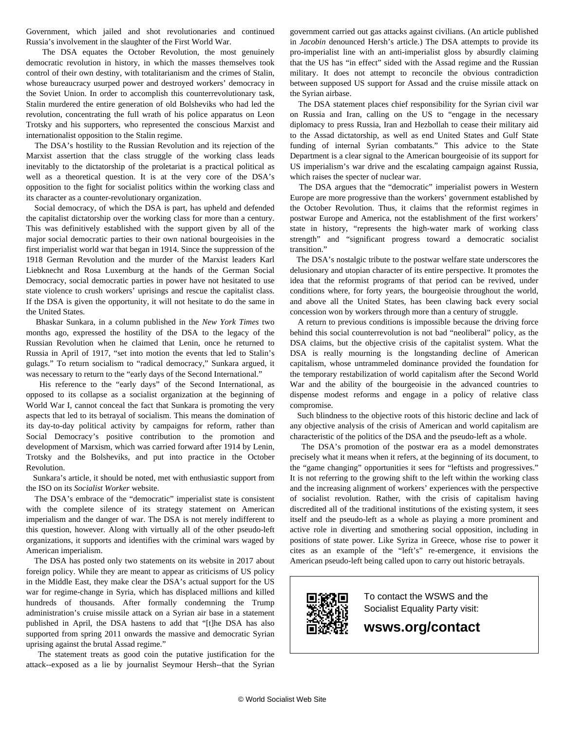Government, which jailed and shot revolutionaries and continued Russia's involvement in the slaughter of the First World War.

The DSA equates the October Revolution, the most genuinely democratic revolution in history, in which the masses themselves took control of their own destiny, with totalitarianism and the crimes of Stalin, whose bureaucracy usurped power and destroyed workers' democracy in the Soviet Union. In order to accomplish this counterrevolutionary task, Stalin murdered the entire generation of old Bolsheviks who had led the revolution, concentrating the full wrath of his police apparatus on Leon Trotsky and his supporters, who represented the conscious Marxist and internationalist opposition to the Stalin regime.

The DSA's hostility to the Russian Revolution and its rejection of the Marxist assertion that the class struggle of the working class leads inevitably to the dictatorship of the proletariat is a practical political as well as a theoretical question. It is at the very core of the DSA's opposition to the fight for socialist politics within the working class and its character as a counter-revolutionary organization.

Social democracy, of which the DSA is part, has upheld and defended the capitalist dictatorship over the working class for more than a century. This was definitively established with the support given by all of the major social democratic parties to their own national bourgeoisies in the first imperialist world war that began in 1914. Since the suppression of the 1918 German Revolution and the murder of the Marxist leaders Karl Liebknecht and Rosa Luxemburg at the hands of the German Social Democracy, social democratic parties in power have not hesitated to use state violence to crush workers' uprisings and rescue the capitalist class. If the DSA is given the opportunity, it will not hesitate to do the same in the United States.

Bhaskar Sunkara, in a column published in the *New York Times* two months ago, expressed the hostility of the DSA to the legacy of the Russian Revolution when he claimed that Lenin, once he returned to Russia in April of 1917, "set into motion the events that led to Stalin's gulags." To return socialism to "radical democracy," Sunkara argued, it was necessary to return to the "early days of the Second International."

His reference to the "early days" of the Second International, as opposed to its collapse as a socialist organization at the beginning of World War I, cannot conceal the fact that Sunkara is promoting the very aspects that led to its betrayal of socialism. This means the domination of its day-to-day political activity by campaigns for reform, rather than Social Democracy's positive contribution to the promotion and development of Marxism, which was carried forward after 1914 by Lenin, Trotsky and the Bolsheviks, and put into practice in the October Revolution.

Sunkara's article, it should be noted, met with enthusiastic support from the ISO on its *Socialist Worker* website.

The DSA's embrace of the "democratic" imperialist state is consistent with the complete silence of its strategy statement on American imperialism and the danger of war. The DSA is not merely indifferent to this question, however. Along with virtually all of the other pseudo-left organizations, it supports and identifies with the criminal wars waged by American imperialism.

The DSA has posted only two statements on its website in 2017 about foreign policy. While they are meant to appear as criticisms of US policy in the Middle East, they make clear the DSA's actual support for the US war for regime-change in Syria, which has displaced millions and killed hundreds of thousands. After formally condemning the Trump administration's cruise missile attack on a Syrian air base in a statement published in April, the DSA hastens to add that "[t]he DSA has also supported from spring 2011 onwards the massive and democratic Syrian uprising against the brutal Assad regime."

The statement treats as good coin the putative justification for the attack--exposed as a lie by journalist Seymour Hersh--that the Syrian government carried out gas attacks against civilians. (An article published in *Jacobin* denounced Hersh's article.) The DSA attempts to provide its pro-imperialist line with an anti-imperialist gloss by absurdly claiming that the US has "in effect" sided with the Assad regime and the Russian military. It does not attempt to reconcile the obvious contradiction between supposed US support for Assad and the cruise missile attack on the Syrian airbase.

The DSA statement places chief responsibility for the Syrian civil war on Russia and Iran, calling on the US to "engage in the necessary diplomacy to press Russia, Iran and Hezbollah to cease their military aid to the Assad dictatorship, as well as end United States and Gulf State funding of internal Syrian combatants." This advice to the State Department is a clear signal to the American bourgeoisie of its support for US imperialism's war drive and the escalating campaign against Russia, which raises the specter of nuclear war.

The DSA argues that the "democratic" imperialist powers in Western Europe are more progressive than the workers' government established by the October Revolution. Thus, it claims that the reformist regimes in postwar Europe and America, not the establishment of the first workers' state in history, "represents the high-water mark of working class strength" and "significant progress toward a democratic socialist transition."

The DSA's nostalgic tribute to the postwar welfare state underscores the delusionary and utopian character of its entire perspective. It promotes the idea that the reformist programs of that period can be revived, under conditions where, for forty years, the bourgeoisie throughout the world, and above all the United States, has been clawing back every social concession won by workers through more than a century of struggle.

A return to previous conditions is impossible because the driving force behind this social counterrevolution is not bad "neoliberal" policy, as the DSA claims, but the objective crisis of the capitalist system. What the DSA is really mourning is the longstanding decline of American capitalism, whose untrammeled dominance provided the foundation for the temporary restabilization of world capitalism after the Second World War and the ability of the bourgeoisie in the advanced countries to dispense modest reforms and engage in a policy of relative class compromise.

Such blindness to the objective roots of this historic decline and lack of any objective analysis of the crisis of American and world capitalism are characteristic of the politics of the DSA and the pseudo-left as a whole.

The DSA's promotion of the postwar era as a model demonstrates precisely what it means when it refers, at the beginning of its document, to the "game changing" opportunities it sees for "leftists and progressives." It is not referring to the growing shift to the left within the working class and the increasing alignment of workers' experiences with the perspective of socialist revolution. Rather, with the crisis of capitalism having discredited all of the traditional institutions of the existing system, it sees itself and the pseudo-left as a whole as playing a more prominent and active role in diverting and smothering social opposition, including in positions of state power. Like Syriza in Greece, whose rise to power it cites as an example of the "left's" re-emergence, it envisions the American pseudo-left being called upon to carry out historic betrayals.

To contact the WSWS and the Socialist Equality Party visit:

**wsws.org/contact**